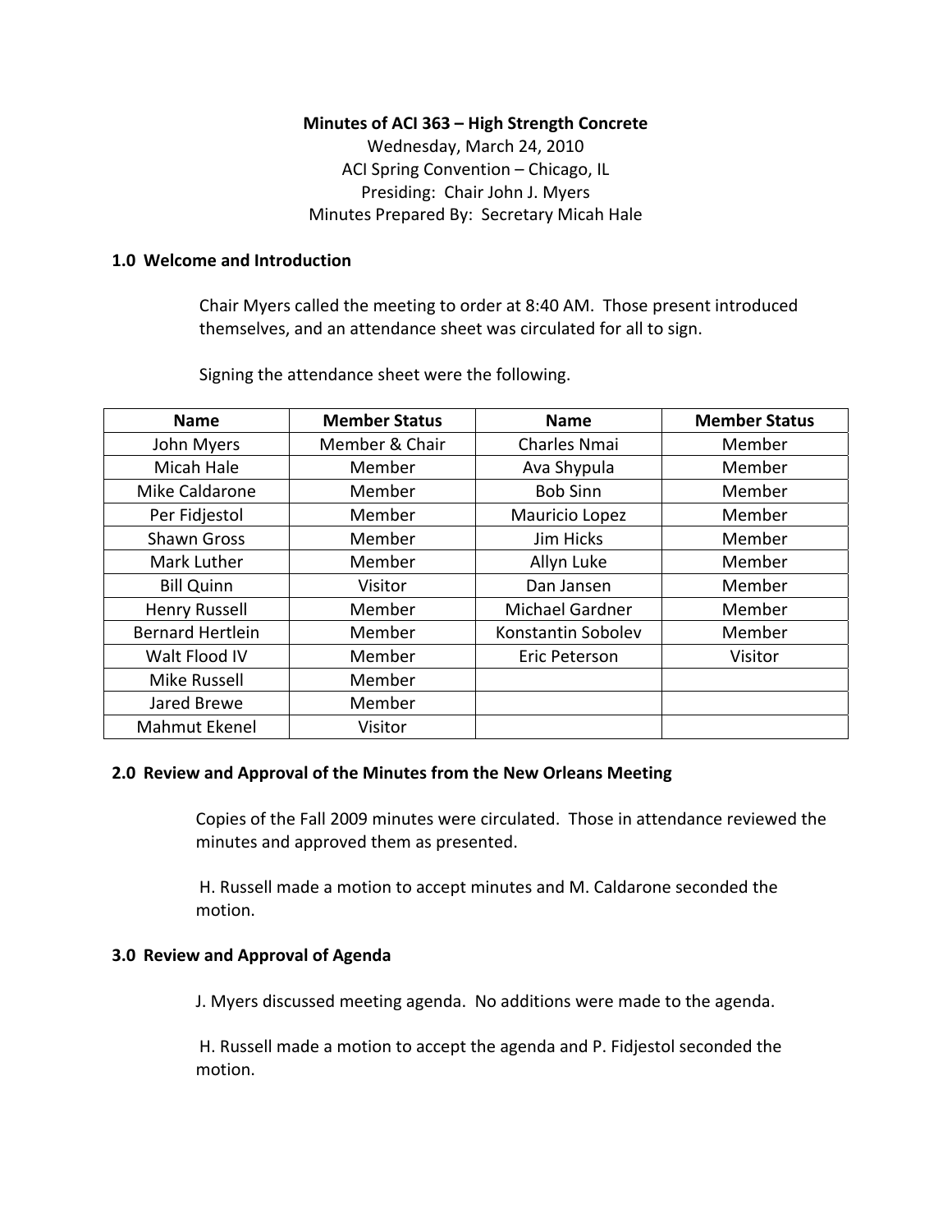**Minutes of ACI 363 – High Strength Concrete**

Wednesday, March 24, 2010

ACI Spring Convention – Chicago, IL

Presiding: Chair John J. Myers

Minutes Prepared By: Secretary Micah Hale

### 1.0 Welcome and Introduction

Chair Myers called the meeting to order at 8:40 AM. Those present introduced themselves, and an attendance sheet was circulated for all to sign.

Signing the attendance sheet were the following.

| Name | Member Status | Name | Member Status |
|---|---|---|---|
| John Myers | Member & Chair | Charles Nmai | Member |
| Micah Hale | Member | Ava Shypula | Member |
| Mike Caldarone | Member | Bob Sinn | Member |
| Per Fidjestol | Member | Mauricio Lopez | Member |
| Shawn Gross | Member | Jim Hicks | Member |
| Mark Luther | Member | Allyn Luke | Member |
| Bill Quinn | Visitor | Dan Jansen | Member |
| Henry Russell | Member | Michael Gardner | Member |
| Bernard Hertlein | Member | Konstantin Sobolev | Member |
| Walt Flood IV | Member | Eric Peterson | Visitor |
| Mike Russell | Member | | |
| Jared Brewe | Member | | |
| Mahmut Ekenel | Visitor | | |

### 2.0 Review and Approval of the Minutes from the New Orleans Meeting

Copies of the Fall 2009 minutes were circulated. Those in attendance reviewed the minutes and approved them as presented.

H. Russell made a motion to accept minutes and M. Caldarone seconded the motion.

### 3.0 Review and Approval of Agenda

J. Myers discussed meeting agenda. No additions were made to the agenda.

H. Russell made a motion to accept the agenda and P. Fidjestol seconded the motion.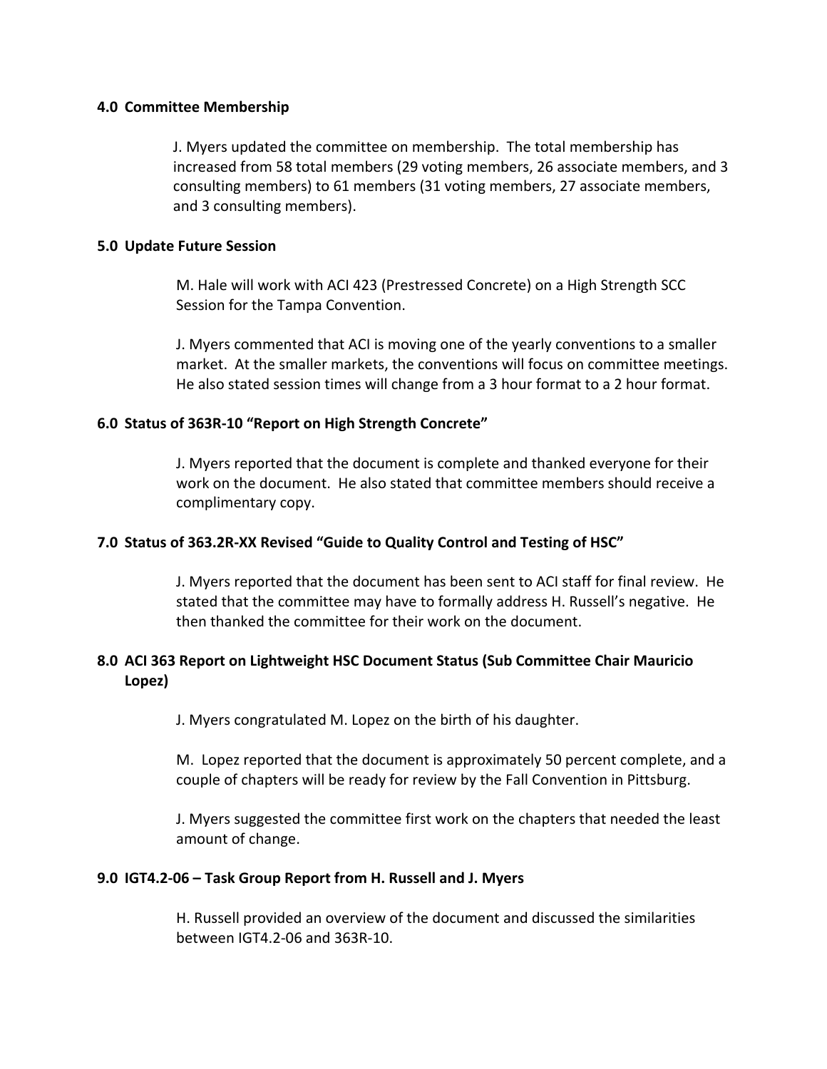### 4.0 Committee Membership

J. Myers updated the committee on membership. The total membership has increased from 58 total members (29 voting members, 26 associate members, and 3 consulting members) to 61 members (31 voting members, 27 associate members, and 3 consulting members).

### 5.0 Update Future Session

M. Hale will work with ACI 423 (Prestressed Concrete) on a High Strength SCC Session for the Tampa Convention.

J. Myers commented that ACI is moving one of the yearly conventions to a smaller market. At the smaller markets, the conventions will focus on committee meetings. He also stated session times will change from a 3 hour format to a 2 hour format.

### 6.0 Status of 363R-10 "Report on High Strength Concrete"

J. Myers reported that the document is complete and thanked everyone for their work on the document. He also stated that committee members should receive a complimentary copy.

### 7.0 Status of 363.2R-XX Revised "Guide to Quality Control and Testing of HSC"

J. Myers reported that the document has been sent to ACI staff for final review. He stated that the committee may have to formally address H. Russell's negative. He then thanked the committee for their work on the document.

### 8.0 ACI 363 Report on Lightweight HSC Document Status (Sub Committee Chair Mauricio Lopez)

J. Myers congratulated M. Lopez on the birth of his daughter.

M. Lopez reported that the document is approximately 50 percent complete, and a couple of chapters will be ready for review by the Fall Convention in Pittsburg.

J. Myers suggested the committee first work on the chapters that needed the least amount of change.

### 9.0 IGT4.2-06 – Task Group Report from H. Russell and J. Myers

H. Russell provided an overview of the document and discussed the similarities between IGT4.2-06 and 363R-10.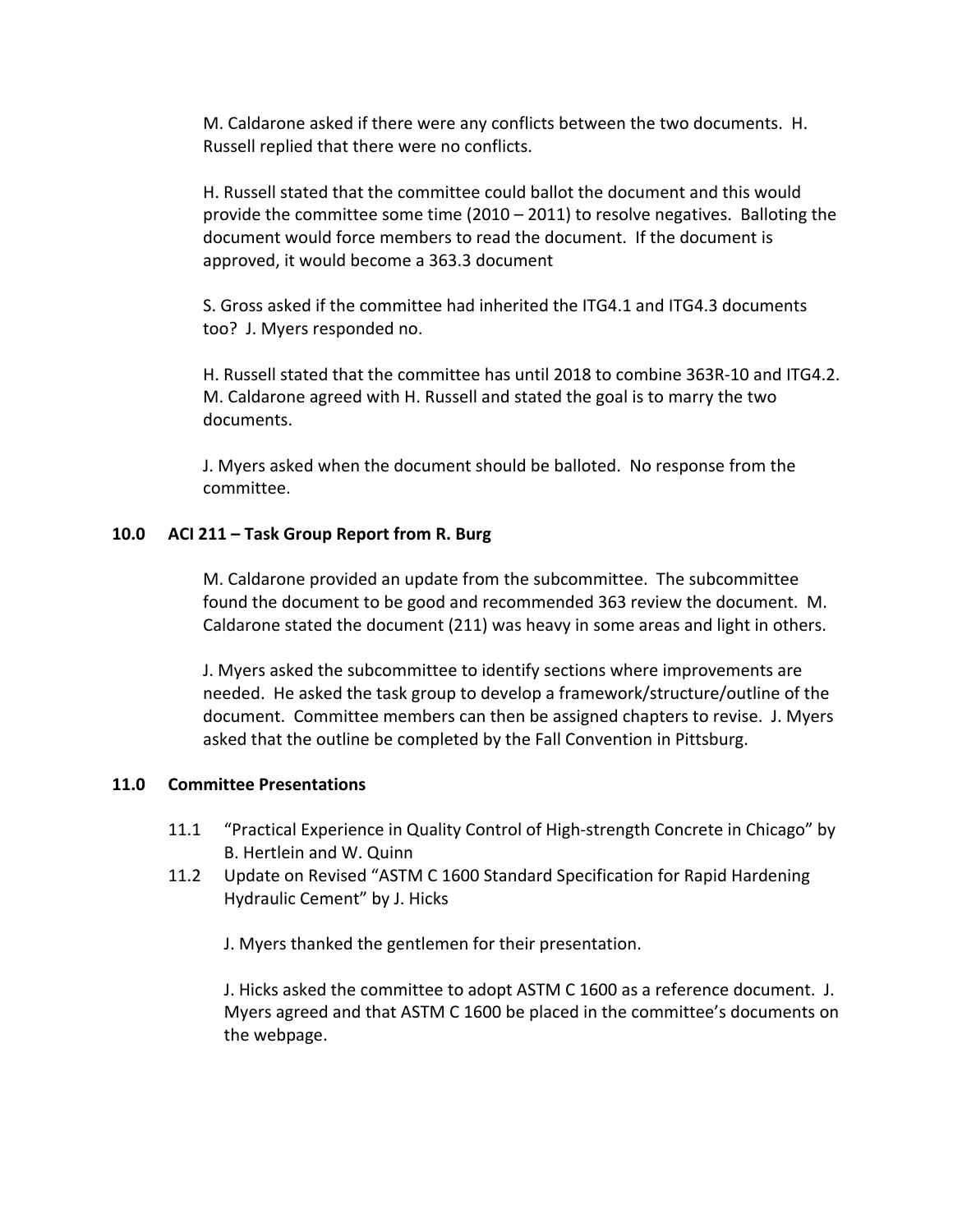M. Caldarone asked if there were any conflicts between the two documents. H. Russell replied that there were no conflicts.

H. Russell stated that the committee could ballot the document and this would provide the committee some time (2010 – 2011) to resolve negatives. Balloting the document would force members to read the document. If the document is approved, it would become a 363.3 document

S. Gross asked if the committee had inherited the ITG4.1 and ITG4.3 documents too? J. Myers responded no.

H. Russell stated that the committee has until 2018 to combine 363R-10 and ITG4.2. M. Caldarone agreed with H. Russell and stated the goal is to marry the two documents.

J. Myers asked when the document should be balloted. No response from the committee.

## 10.0 ACI 211 – Task Group Report from R. Burg

M. Caldarone provided an update from the subcommittee. The subcommittee found the document to be good and recommended 363 review the document. M. Caldarone stated the document (211) was heavy in some areas and light in others.

J. Myers asked the subcommittee to identify sections where improvements are needed. He asked the task group to develop a framework/structure/outline of the document. Committee members can then be assigned chapters to revise. J. Myers asked that the outline be completed by the Fall Convention in Pittsburg.

## 11.0 Committee Presentations

11.1 "Practical Experience in Quality Control of High-strength Concrete in Chicago" by B. Hertlein and W. Quinn

11.2 Update on Revised "ASTM C 1600 Standard Specification for Rapid Hardening Hydraulic Cement" by J. Hicks

J. Myers thanked the gentlemen for their presentation.

J. Hicks asked the committee to adopt ASTM C 1600 as a reference document. J. Myers agreed and that ASTM C 1600 be placed in the committee's documents on the webpage.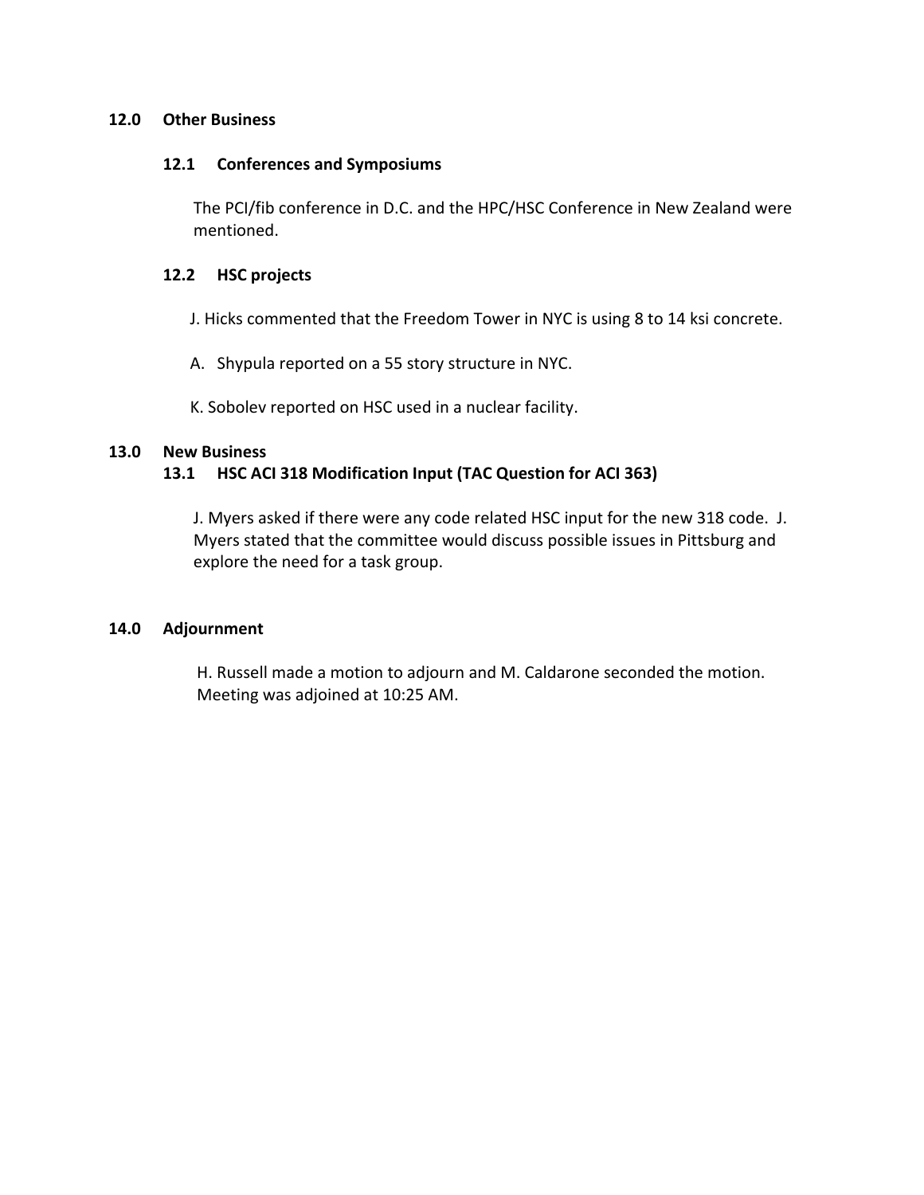## 12.0 Other Business

### 12.1 Conferences and Symposiums

The PCI/fib conference in D.C. and the HPC/HSC Conference in New Zealand were mentioned.

### 12.2 HSC projects

J. Hicks commented that the Freedom Tower in NYC is using 8 to 14 ksi concrete.

A. Shypula reported on a 55 story structure in NYC.

K. Sobolev reported on HSC used in a nuclear facility.

## 13.0 New Business

### 13.1 HSC ACI 318 Modification Input (TAC Question for ACI 363)

J. Myers asked if there were any code related HSC input for the new 318 code. J. Myers stated that the committee would discuss possible issues in Pittsburg and explore the need for a task group.

## 14.0 Adjournment

H. Russell made a motion to adjourn and M. Caldarone seconded the motion. Meeting was adjoined at 10:25 AM.